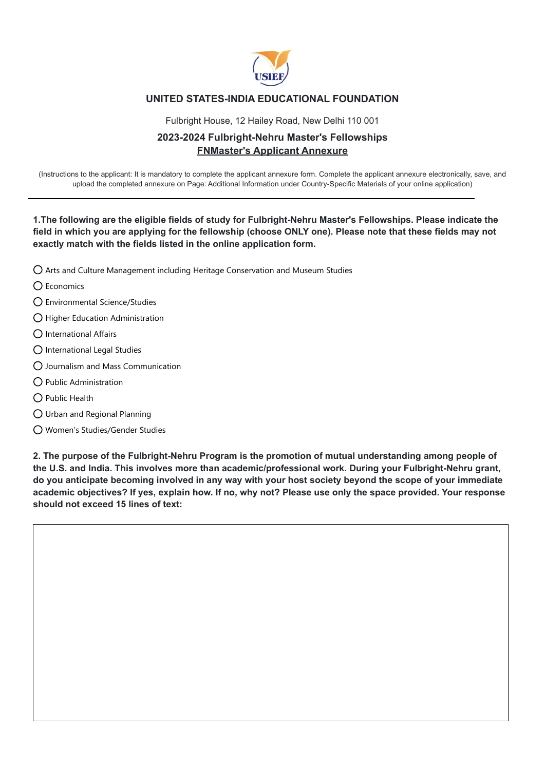## UNITED STATES-INDIA EDUCATIONAL FOUNDATION

Fulbright House, 12 Hailey Road, New Delhi 110 001

### 2023-2024 Fulbright-Nehru Master's Fellowships

### FNMaster's Applicant Annexure

(Instructions to the applicant: It is mandatory to complete the applicant annexure form. Complete the applicant annexure electronically, save, and upload the completed annexure on Page: Additional Information under Country-Specific Materials of your online application)

---

**1.The following are the eligible fields of study for Fulbright-Nehru Master's Fellowships. Please indicate the field in which you are applying for the fellowship (choose ONLY one). Please note that these fields may not exactly match with the fields listed in the online application form.**

- ○ Arts and Culture Management including Heritage Conservation and Museum Studies
- ○ Economics
- ○ Environmental Science/Studies
- ○ Higher Education Administration
- ○ International Affairs
- ○ International Legal Studies
- ○ Journalism and Mass Communication
- ○ Public Administration
- ○ Public Health
- ○ Urban and Regional Planning
- ○ Women's Studies/Gender Studies

**2. The purpose of the Fulbright-Nehru Program is the promotion of mutual understanding among people of the U.S. and India. This involves more than academic/professional work. During your Fulbright-Nehru grant, do you anticipate becoming involved in any way with your host society beyond the scope of your immediate academic objectives? If yes, explain how. If no, why not? Please use only the space provided. Your response should not exceed 15 lines of text:**

| |
|---|
| |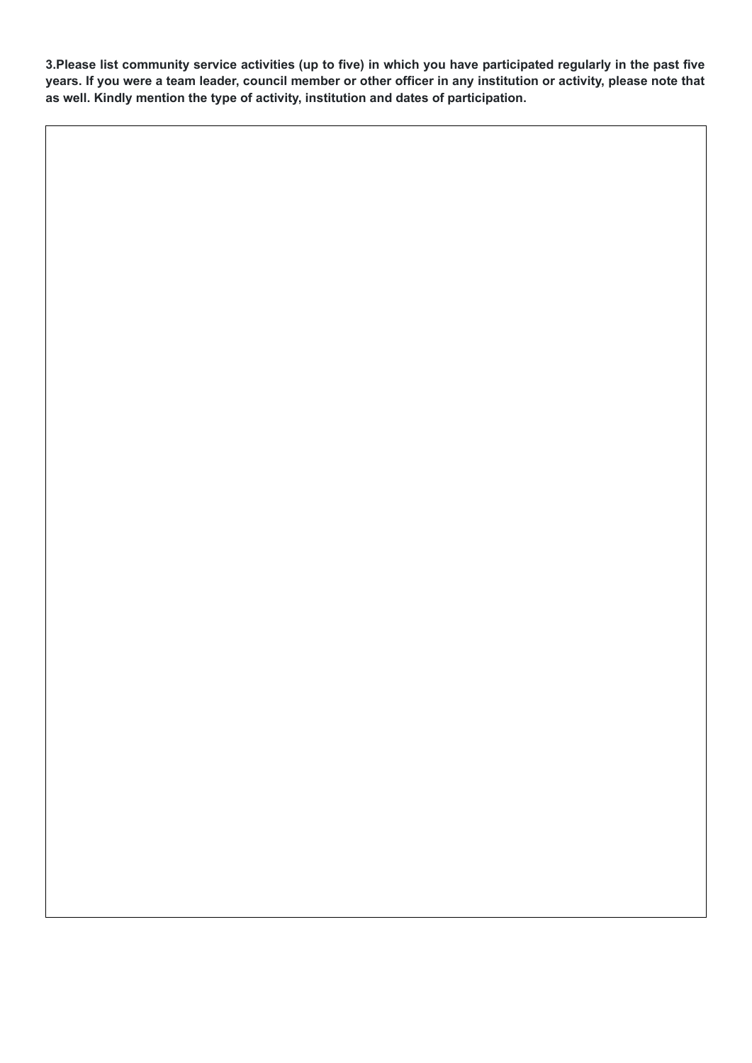**3.Please list community service activities (up to five) in which you have participated regularly in the past five years. If you were a team leader, council member or other officer in any institution or activity, please note that as well. Kindly mention the type of activity, institution and dates of participation.**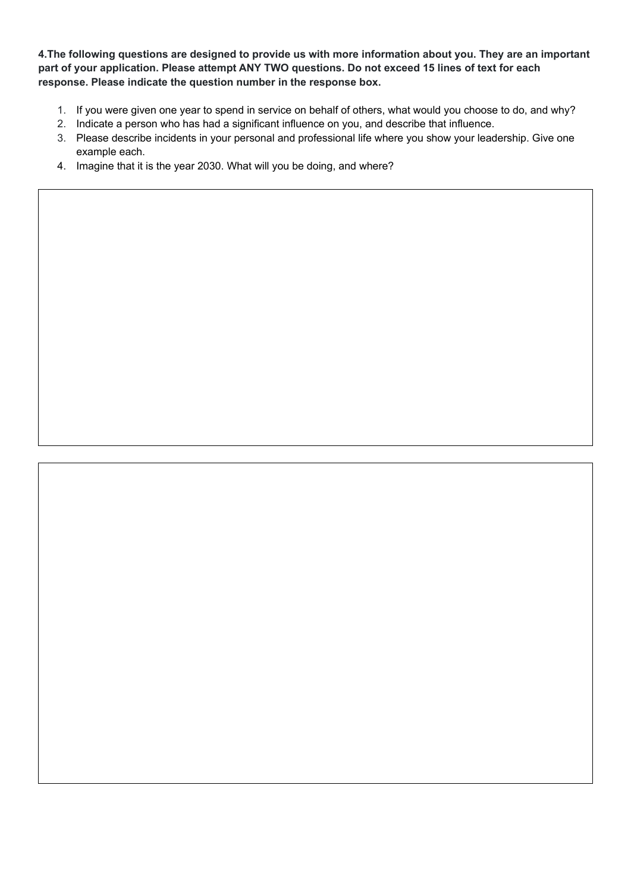**4.The following questions are designed to provide us with more information about you. They are an important part of your application. Please attempt ANY TWO questions. Do not exceed 15 lines of text for each response. Please indicate the question number in the response box.**

1. If you were given one year to spend in service on behalf of others, what would you choose to do, and why?
2. Indicate a person who has had a significant influence on you, and describe that influence.
3. Please describe incidents in your personal and professional life where you show your leadership. Give one example each.
4. Imagine that it is the year 2030. What will you be doing, and where?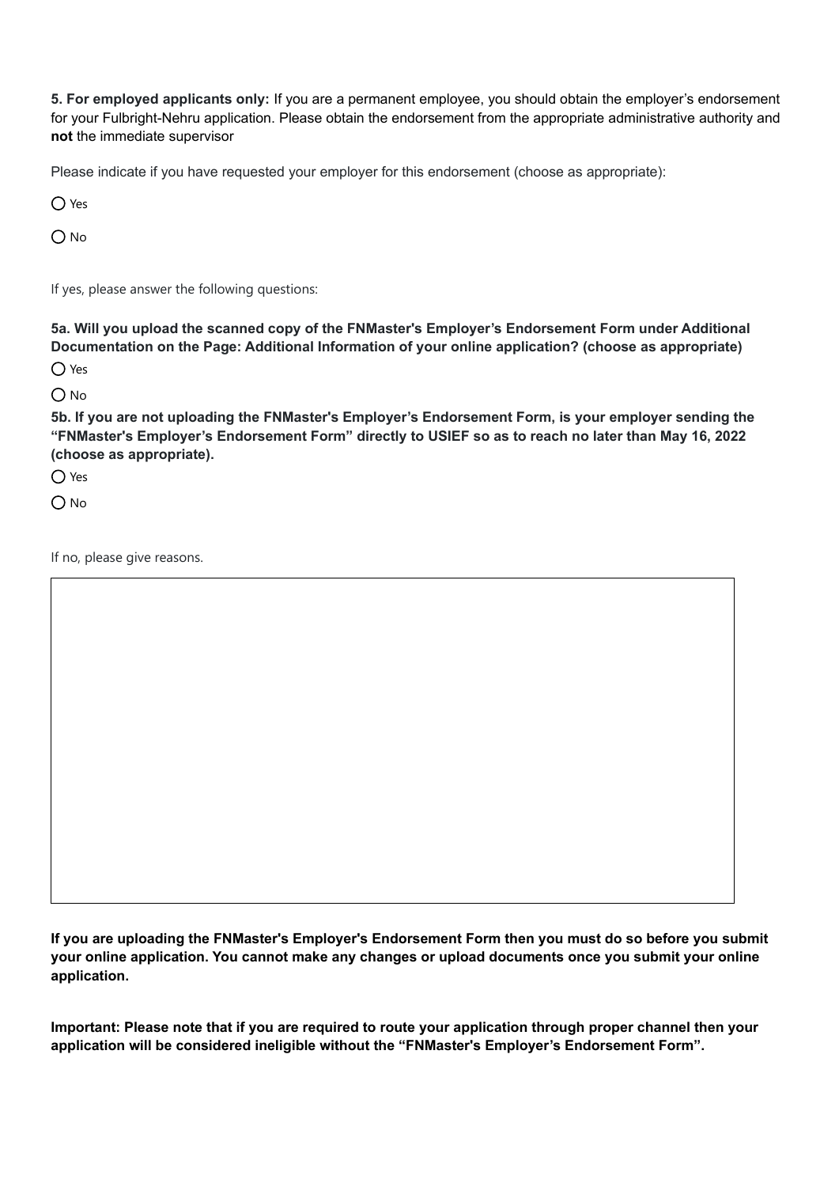**5. For employed applicants only:** If you are a permanent employee, you should obtain the employer's endorsement for your Fulbright-Nehru application. Please obtain the endorsement from the appropriate administrative authority and **not** the immediate supervisor

Please indicate if you have requested your employer for this endorsement (choose as appropriate):

- [ ] Yes
- [ ] No

If yes, please answer the following questions:

**5a. Will you upload the scanned copy of the FNMaster's Employer's Endorsement Form under Additional Documentation on the Page: Additional Information of your online application? (choose as appropriate)**

- [ ] Yes
- [ ] No

**5b. If you are not uploading the FNMaster's Employer's Endorsement Form, is your employer sending the "FNMaster's Employer's Endorsement Form" directly to USIEF so as to reach no later than May 16, 2022 (choose as appropriate).**

- [ ] Yes
- [ ] No

If no, please give reasons.

**If you are uploading the FNMaster's Employer's Endorsement Form then you must do so before you submit your online application. You cannot make any changes or upload documents once you submit your online application.**

**Important: Please note that if you are required to route your application through proper channel then your application will be considered ineligible without the "FNMaster's Employer's Endorsement Form".**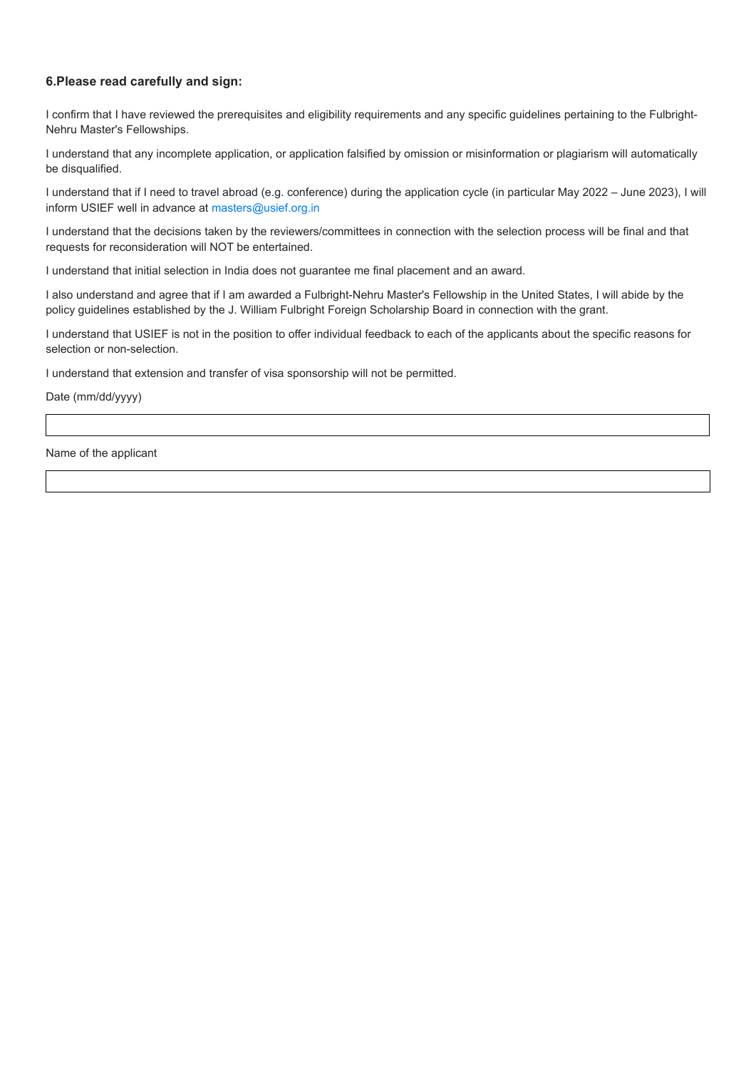### 6.Please read carefully and sign:

I confirm that I have reviewed the prerequisites and eligibility requirements and any specific guidelines pertaining to the Fulbright-Nehru Master's Fellowships.

I understand that any incomplete application, or application falsified by omission or misinformation or plagiarism will automatically be disqualified.

I understand that if I need to travel abroad (e.g. conference) during the application cycle (in particular May 2022 – June 2023), I will inform USIEF well in advance at masters@usief.org.in

I understand that the decisions taken by the reviewers/committees in connection with the selection process will be final and that requests for reconsideration will NOT be entertained.

I understand that initial selection in India does not guarantee me final placement and an award.

I also understand and agree that if I am awarded a Fulbright-Nehru Master's Fellowship in the United States, I will abide by the policy guidelines established by the J. William Fulbright Foreign Scholarship Board in connection with the grant.

I understand that USIEF is not in the position to offer individual feedback to each of the applicants about the specific reasons for selection or non-selection.

I understand that extension and transfer of visa sponsorship will not be permitted.

Date (mm/dd/yyyy)

Name of the applicant